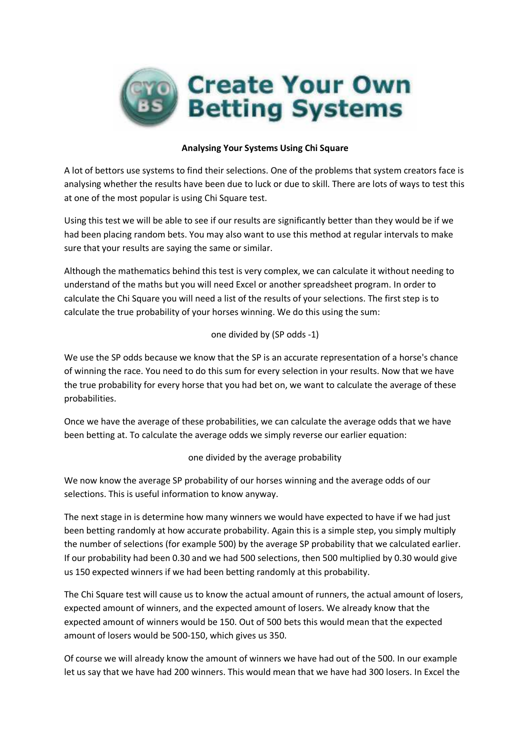# Create Your Own Betting Systems

**Analysing Your Systems Using Chi Square**

A lot of bettors use systems to find their selections. One of the problems that system creators face is analysing whether the results have been due to luck or due to skill. There are lots of ways to test this at one of the most popular is using Chi Square test.

Using this test we will be able to see if our results are significantly better than they would be if we had been placing random bets. You may also want to use this method at regular intervals to make sure that your results are saying the same or similar.

Although the mathematics behind this test is very complex, we can calculate it without needing to understand of the maths but you will need Excel or another spreadsheet program. In order to calculate the Chi Square you will need a list of the results of your selections. The first step is to calculate the true probability of your horses winning. We do this using the sum:

one divided by (SP odds -1)

We use the SP odds because we know that the SP is an accurate representation of a horse's chance of winning the race. You need to do this sum for every selection in your results. Now that we have the true probability for every horse that you had bet on, we want to calculate the average of these probabilities.

Once we have the average of these probabilities, we can calculate the average odds that we have been betting at. To calculate the average odds we simply reverse our earlier equation:

one divided by the average probability

We now know the average SP probability of our horses winning and the average odds of our selections. This is useful information to know anyway.

The next stage in is determine how many winners we would have expected to have if we had just been betting randomly at how accurate probability. Again this is a simple step, you simply multiply the number of selections (for example 500) by the average SP probability that we calculated earlier. If our probability had been 0.30 and we had 500 selections, then 500 multiplied by 0.30 would give us 150 expected winners if we had been betting randomly at this probability.

The Chi Square test will cause us to know the actual amount of runners, the actual amount of losers, expected amount of winners, and the expected amount of losers. We already know that the expected amount of winners would be 150. Out of 500 bets this would mean that the expected amount of losers would be 500-150, which gives us 350.

Of course we will already know the amount of winners we have had out of the 500. In our example let us say that we have had 200 winners. This would mean that we have had 300 losers. In Excel the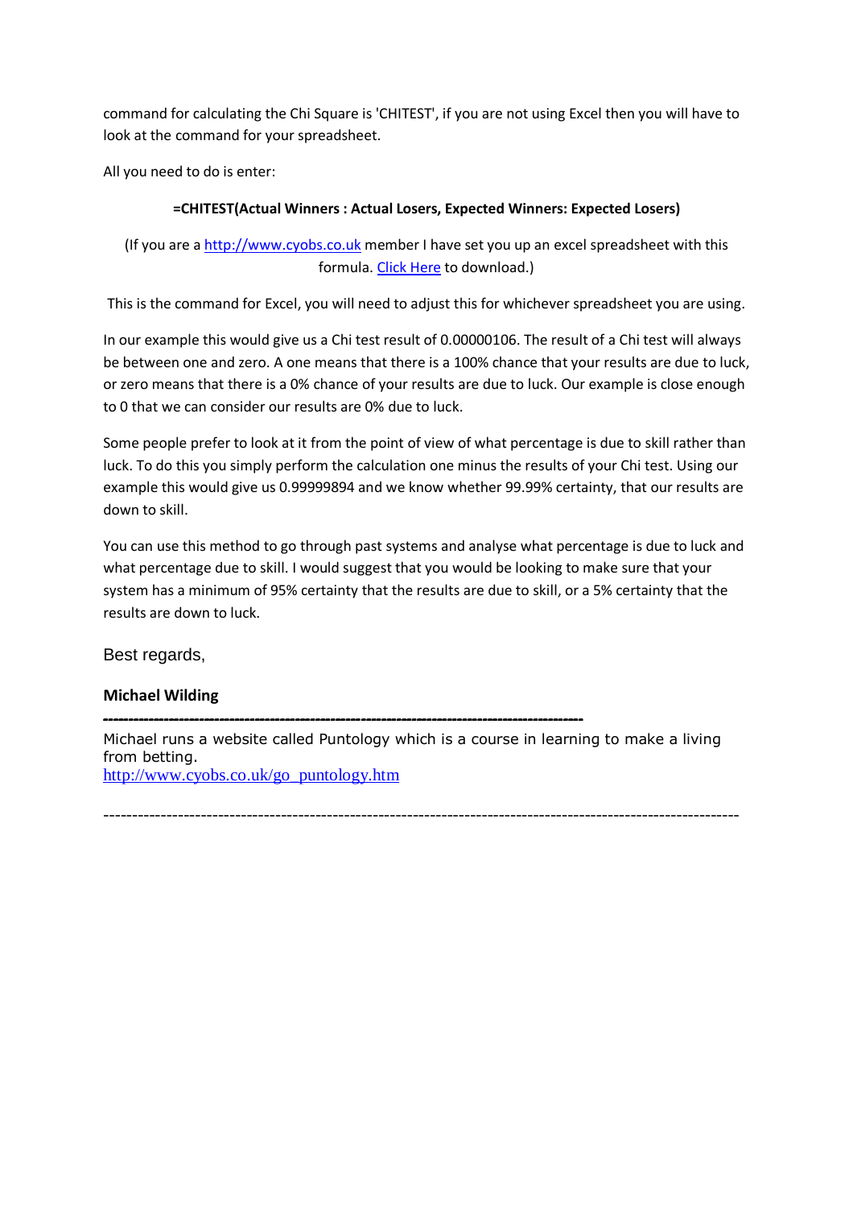command for calculating the Chi Square is 'CHITEST', if you are not using Excel then you will have to look at the command for your spreadsheet.

All you need to do is enter:

**=CHITEST(Actual Winners : Actual Losers, Expected Winners: Expected Losers)**

(If you are a [http://www.cyobs.co.uk](http://www.cyobs.co.uk) member I have set you up an excel spreadsheet with this formula. Click Here to download.)

This is the command for Excel, you will need to adjust this for whichever spreadsheet you are using.

In our example this would give us a Chi test result of 0.00000106. The result of a Chi test will always be between one and zero. A one means that there is a 100% chance that your results are due to luck, or zero means that there is a 0% chance of your results are due to luck. Our example is close enough to 0 that we can consider our results are 0% due to luck.

Some people prefer to look at it from the point of view of what percentage is due to skill rather than luck. To do this you simply perform the calculation one minus the results of your Chi test. Using our example this would give us 0.99999894 and we know whether 99.99% certainty, that our results are down to skill.

You can use this method to go through past systems and analyse what percentage is due to luck and what percentage due to skill. I would suggest that you would be looking to make sure that your system has a minimum of 95% certainty that the results are due to skill, or a 5% certainty that the results are down to luck.

Best regards,

**Michael Wilding**

---

Michael runs a website called Puntology which is a course in learning to make a living from betting.
[http://www.cyobs.co.uk/go_puntology.htm](http://www.cyobs.co.uk/go_puntology.htm)

---